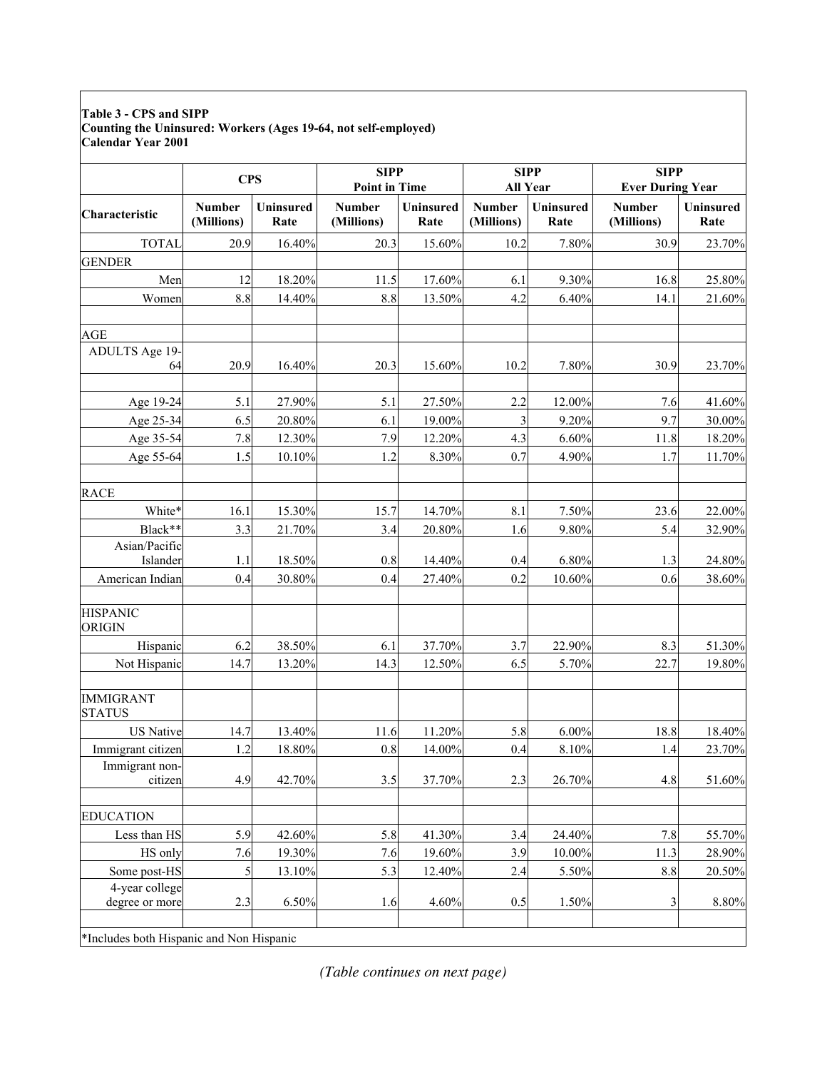**Table 3 - CPS and SIPP**
**Counting the Uninsured: Workers (Ages 19-64, not self-employed)**
**Calendar Year 2001**

| | CPS | | SIPP Point in Time | | SIPP All Year | | SIPP Ever During Year | |
|---|---|---|---|---|---|---|---|---|
| **Characteristic** | **Number (Millions)** | **Uninsured Rate** | **Number (Millions)** | **Uninsured Rate** | **Number (Millions)** | **Uninsured Rate** | **Number (Millions)** | **Uninsured Rate** |
| TOTAL | 20.9 | 16.40% | 20.3 | 15.60% | 10.2 | 7.80% | 30.9 | 23.70% |
| GENDER | | | | | | | | |
| Men | 12 | 18.20% | 11.5 | 17.60% | 6.1 | 9.30% | 16.8 | 25.80% |
| Women | 8.8 | 14.40% | 8.8 | 13.50% | 4.2 | 6.40% | 14.1 | 21.60% |
| | | | | | | | | |
| AGE | | | | | | | | |
| ADULTS Age 19-64 | 20.9 | 16.40% | 20.3 | 15.60% | 10.2 | 7.80% | 30.9 | 23.70% |
| | | | | | | | | |
| Age 19-24 | 5.1 | 27.90% | 5.1 | 27.50% | 2.2 | 12.00% | 7.6 | 41.60% |
| Age 25-34 | 6.5 | 20.80% | 6.1 | 19.00% | 3 | 9.20% | 9.7 | 30.00% |
| Age 35-54 | 7.8 | 12.30% | 7.9 | 12.20% | 4.3 | 6.60% | 11.8 | 18.20% |
| Age 55-64 | 1.5 | 10.10% | 1.2 | 8.30% | 0.7 | 4.90% | 1.7 | 11.70% |
| | | | | | | | | |
| RACE | | | | | | | | |
| White* | 16.1 | 15.30% | 15.7 | 14.70% | 8.1 | 7.50% | 23.6 | 22.00% |
| Black** | 3.3 | 21.70% | 3.4 | 20.80% | 1.6 | 9.80% | 5.4 | 32.90% |
| Asian/Pacific Islander | 1.1 | 18.50% | 0.8 | 14.40% | 0.4 | 6.80% | 1.3 | 24.80% |
| American Indian | 0.4 | 30.80% | 0.4 | 27.40% | 0.2 | 10.60% | 0.6 | 38.60% |
| | | | | | | | | |
| HISPANIC ORIGIN | | | | | | | | |
| Hispanic | 6.2 | 38.50% | 6.1 | 37.70% | 3.7 | 22.90% | 8.3 | 51.30% |
| Not Hispanic | 14.7 | 13.20% | 14.3 | 12.50% | 6.5 | 5.70% | 22.7 | 19.80% |
| | | | | | | | | |
| IMMIGRANT STATUS | | | | | | | | |
| US Native | 14.7 | 13.40% | 11.6 | 11.20% | 5.8 | 6.00% | 18.8 | 18.40% |
| Immigrant citizen | 1.2 | 18.80% | 0.8 | 14.00% | 0.4 | 8.10% | 1.4 | 23.70% |
| Immigrant non-citizen | 4.9 | 42.70% | 3.5 | 37.70% | 2.3 | 26.70% | 4.8 | 51.60% |
| | | | | | | | | |
| EDUCATION | | | | | | | | |
| Less than HS | 5.9 | 42.60% | 5.8 | 41.30% | 3.4 | 24.40% | 7.8 | 55.70% |
| HS only | 7.6 | 19.30% | 7.6 | 19.60% | 3.9 | 10.00% | 11.3 | 28.90% |
| Some post-HS | 5 | 13.10% | 5.3 | 12.40% | 2.4 | 5.50% | 8.8 | 20.50% |
| 4-year college degree or more | 2.3 | 6.50% | 1.6 | 4.60% | 0.5 | 1.50% | 3 | 8.80% |

*Includes both Hispanic and Non Hispanic

*(Table continues on next page)*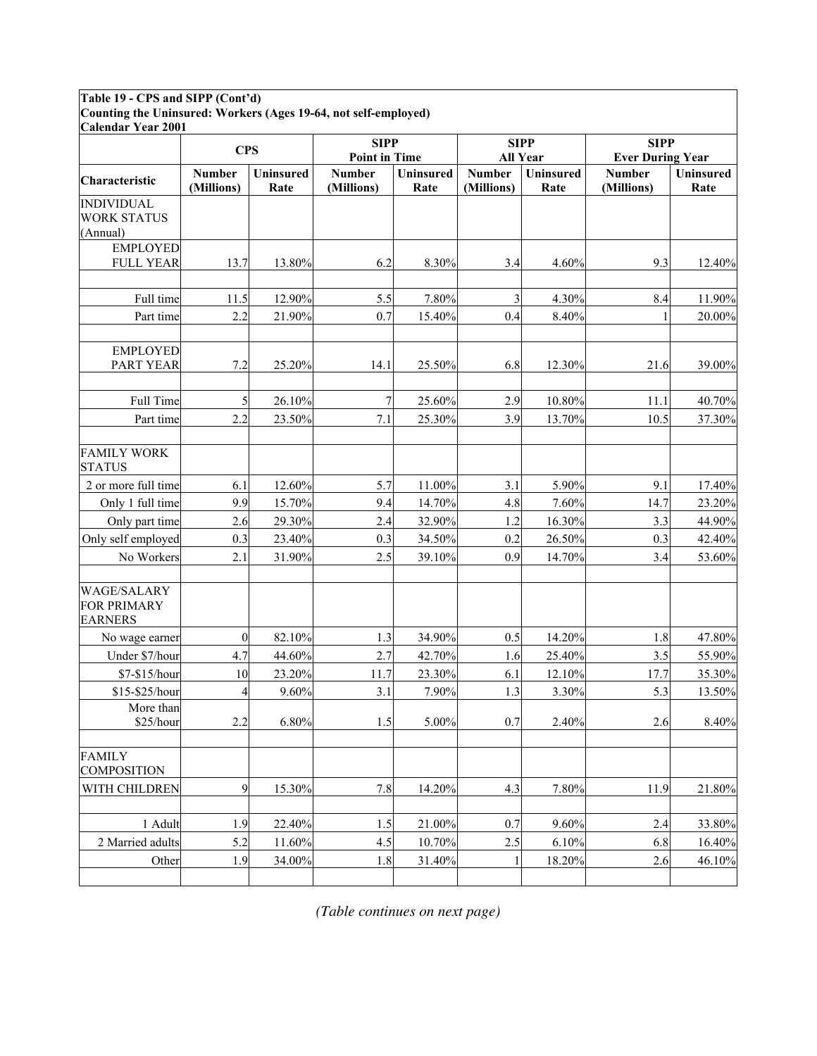**Table 19 - CPS and SIPP (Cont'd)**
**Counting the Uninsured: Workers (Ages 19-64, not self-employed)**
**Calendar Year 2001**

| | CPS | | SIPP Point in Time | | SIPP All Year | | SIPP Ever During Year | |
|---|---|---|---|---|---|---|---|---|
| **Characteristic** | **Number (Millions)** | **Uninsured Rate** | **Number (Millions)** | **Uninsured Rate** | **Number (Millions)** | **Uninsured Rate** | **Number (Millions)** | **Uninsured Rate** |
| INDIVIDUAL WORK STATUS (Annual) | | | | | | | | |
| EMPLOYED FULL YEAR | 13.7 | 13.80% | 6.2 | 8.30% | 3.4 | 4.60% | 9.3 | 12.40% |
| | | | | | | | | |
| Full time | 11.5 | 12.90% | 5.5 | 7.80% | 3 | 4.30% | 8.4 | 11.90% |
| Part time | 2.2 | 21.90% | 0.7 | 15.40% | 0.4 | 8.40% | 1 | 20.00% |
| | | | | | | | | |
| EMPLOYED PART YEAR | 7.2 | 25.20% | 14.1 | 25.50% | 6.8 | 12.30% | 21.6 | 39.00% |
| | | | | | | | | |
| Full Time | 5 | 26.10% | 7 | 25.60% | 2.9 | 10.80% | 11.1 | 40.70% |
| Part time | 2.2 | 23.50% | 7.1 | 25.30% | 3.9 | 13.70% | 10.5 | 37.30% |
| | | | | | | | | |
| FAMILY WORK STATUS | | | | | | | | |
| 2 or more full time | 6.1 | 12.60% | 5.7 | 11.00% | 3.1 | 5.90% | 9.1 | 17.40% |
| Only 1 full time | 9.9 | 15.70% | 9.4 | 14.70% | 4.8 | 7.60% | 14.7 | 23.20% |
| Only part time | 2.6 | 29.30% | 2.4 | 32.90% | 1.2 | 16.30% | 3.3 | 44.90% |
| Only self employed | 0.3 | 23.40% | 0.3 | 34.50% | 0.2 | 26.50% | 0.3 | 42.40% |
| No Workers | 2.1 | 31.90% | 2.5 | 39.10% | 0.9 | 14.70% | 3.4 | 53.60% |
| | | | | | | | | |
| WAGE/SALARY FOR PRIMARY EARNERS | | | | | | | | |
| No wage earner | 0 | 82.10% | 1.3 | 34.90% | 0.5 | 14.20% | 1.8 | 47.80% |
| Under $7/hour | 4.7 | 44.60% | 2.7 | 42.70% | 1.6 | 25.40% | 3.5 | 55.90% |
| $7-$15/hour | 10 | 23.20% | 11.7 | 23.30% | 6.1 | 12.10% | 17.7 | 35.30% |
| $15-$25/hour | 4 | 9.60% | 3.1 | 7.90% | 1.3 | 3.30% | 5.3 | 13.50% |
| More than $25/hour | 2.2 | 6.80% | 1.5 | 5.00% | 0.7 | 2.40% | 2.6 | 8.40% |
| | | | | | | | | |
| FAMILY COMPOSITION | | | | | | | | |
| WITH CHILDREN | 9 | 15.30% | 7.8 | 14.20% | 4.3 | 7.80% | 11.9 | 21.80% |
| | | | | | | | | |
| 1 Adult | 1.9 | 22.40% | 1.5 | 21.00% | 0.7 | 9.60% | 2.4 | 33.80% |
| 2 Married adults | 5.2 | 11.60% | 4.5 | 10.70% | 2.5 | 6.10% | 6.8 | 16.40% |
| Other | 1.9 | 34.00% | 1.8 | 31.40% | 1 | 18.20% | 2.6 | 46.10% |

*(Table continues on next page)*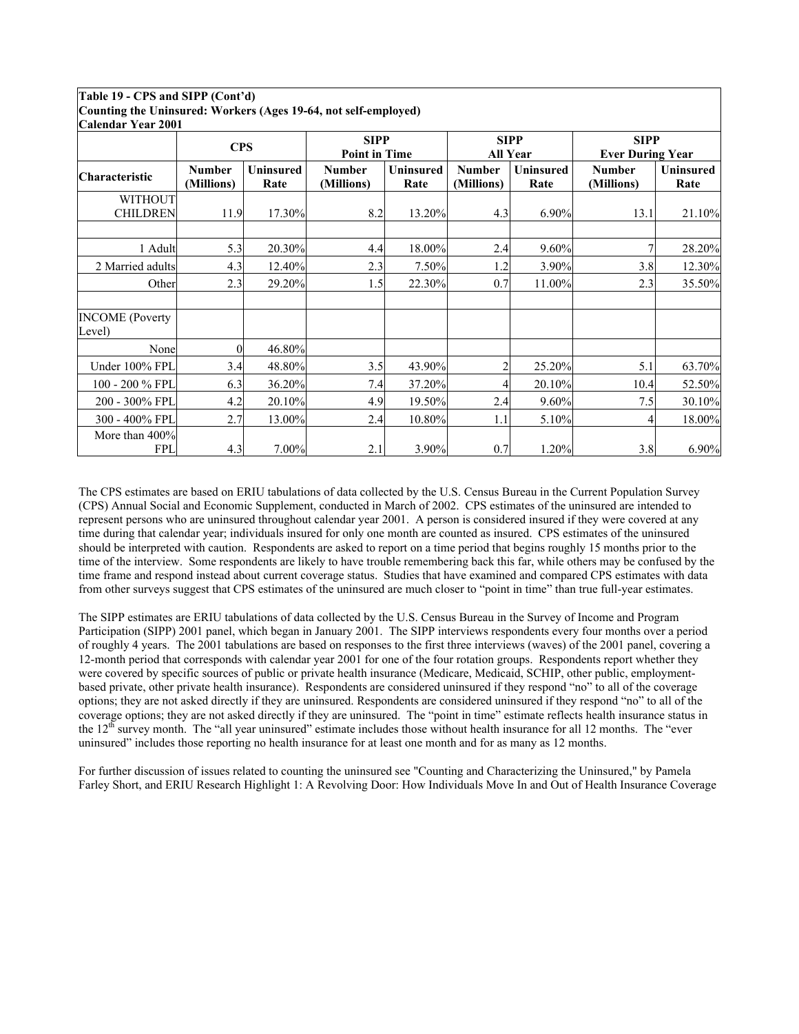**Table 19 - CPS and SIPP (Cont'd)**
**Counting the Uninsured: Workers (Ages 19-64, not self-employed)**
**Calendar Year 2001**

| | CPS | | SIPP Point in Time | | SIPP All Year | | SIPP Ever During Year | |
|---|---|---|---|---|---|---|---|---|
| **Characteristic** | **Number (Millions)** | **Uninsured Rate** | **Number (Millions)** | **Uninsured Rate** | **Number (Millions)** | **Uninsured Rate** | **Number (Millions)** | **Uninsured Rate** |
| WITHOUT CHILDREN | 11.9 | 17.30% | 8.2 | 13.20% | 4.3 | 6.90% | 13.1 | 21.10% |
| | | | | | | | | |
| 1 Adult | 5.3 | 20.30% | 4.4 | 18.00% | 2.4 | 9.60% | 7 | 28.20% |
| 2 Married adults | 4.3 | 12.40% | 2.3 | 7.50% | 1.2 | 3.90% | 3.8 | 12.30% |
| Other | 2.3 | 29.20% | 1.5 | 22.30% | 0.7 | 11.00% | 2.3 | 35.50% |
| | | | | | | | | |
| INCOME (Poverty Level) | | | | | | | | |
| None | 0 | 46.80% | | | | | | |
| Under 100% FPL | 3.4 | 48.80% | 3.5 | 43.90% | 2 | 25.20% | 5.1 | 63.70% |
| 100 - 200 % FPL | 6.3 | 36.20% | 7.4 | 37.20% | 4 | 20.10% | 10.4 | 52.50% |
| 200 - 300% FPL | 4.2 | 20.10% | 4.9 | 19.50% | 2.4 | 9.60% | 7.5 | 30.10% |
| 300 - 400% FPL | 2.7 | 13.00% | 2.4 | 10.80% | 1.1 | 5.10% | 4 | 18.00% |
| More than 400% FPL | 4.3 | 7.00% | 2.1 | 3.90% | 0.7 | 1.20% | 3.8 | 6.90% |

The CPS estimates are based on ERIU tabulations of data collected by the U.S. Census Bureau in the Current Population Survey (CPS) Annual Social and Economic Supplement, conducted in March of 2002. CPS estimates of the uninsured are intended to represent persons who are uninsured throughout calendar year 2001. A person is considered insured if they were covered at any time during that calendar year; individuals insured for only one month are counted as insured. CPS estimates of the uninsured should be interpreted with caution. Respondents are asked to report on a time period that begins roughly 15 months prior to the time of the interview. Some respondents are likely to have trouble remembering back this far, while others may be confused by the time frame and respond instead about current coverage status. Studies that have examined and compared CPS estimates with data from other surveys suggest that CPS estimates of the uninsured are much closer to "point in time" than true full-year estimates.

The SIPP estimates are ERIU tabulations of data collected by the U.S. Census Bureau in the Survey of Income and Program Participation (SIPP) 2001 panel, which began in January 2001. The SIPP interviews respondents every four months over a period of roughly 4 years. The 2001 tabulations are based on responses to the first three interviews (waves) of the 2001 panel, covering a 12-month period that corresponds with calendar year 2001 for one of the four rotation groups. Respondents report whether they were covered by specific sources of public or private health insurance (Medicare, Medicaid, SCHIP, other public, employment-based private, other private health insurance). Respondents are considered uninsured if they respond "no" to all of the coverage options; they are not asked directly if they are uninsured. Respondents are considered uninsured if they respond "no" to all of the coverage options; they are not asked directly if they are uninsured. The "point in time" estimate reflects health insurance status in the 12th survey month. The "all year uninsured" estimate includes those without health insurance for all 12 months. The "ever uninsured" includes those reporting no health insurance for at least one month and for as many as 12 months.

For further discussion of issues related to counting the uninsured see "Counting and Characterizing the Uninsured," by Pamela Farley Short, and ERIU Research Highlight 1: A Revolving Door: How Individuals Move In and Out of Health Insurance Coverage